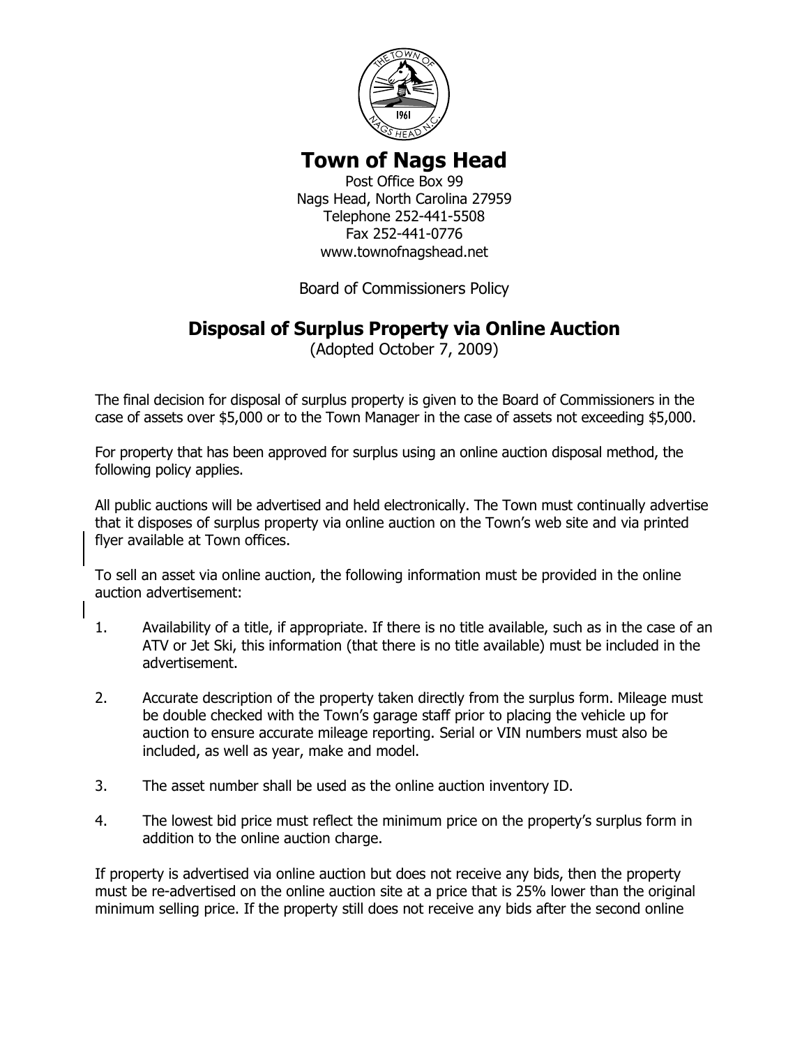# Town of Nags Head

Post Office Box 99
Nags Head, North Carolina 27959
Telephone 252-441-5508
Fax 252-441-0776
www.townofnagshead.net

Board of Commissioners Policy

## Disposal of Surplus Property via Online Auction

(Adopted October 7, 2009)

The final decision for disposal of surplus property is given to the Board of Commissioners in the case of assets over $5,000 or to the Town Manager in the case of assets not exceeding $5,000.

For property that has been approved for surplus using an online auction disposal method, the following policy applies.

All public auctions will be advertised and held electronically. The Town must continually advertise that it disposes of surplus property via online auction on the Town's web site and via printed flyer available at Town offices.

To sell an asset via online auction, the following information must be provided in the online auction advertisement:

1. Availability of a title, if appropriate. If there is no title available, such as in the case of an ATV or Jet Ski, this information (that there is no title available) must be included in the advertisement.

2. Accurate description of the property taken directly from the surplus form. Mileage must be double checked with the Town's garage staff prior to placing the vehicle up for auction to ensure accurate mileage reporting. Serial or VIN numbers must also be included, as well as year, make and model.

3. The asset number shall be used as the online auction inventory ID.

4. The lowest bid price must reflect the minimum price on the property's surplus form in addition to the online auction charge.

If property is advertised via online auction but does not receive any bids, then the property must be re-advertised on the online auction site at a price that is 25% lower than the original minimum selling price. If the property still does not receive any bids after the second online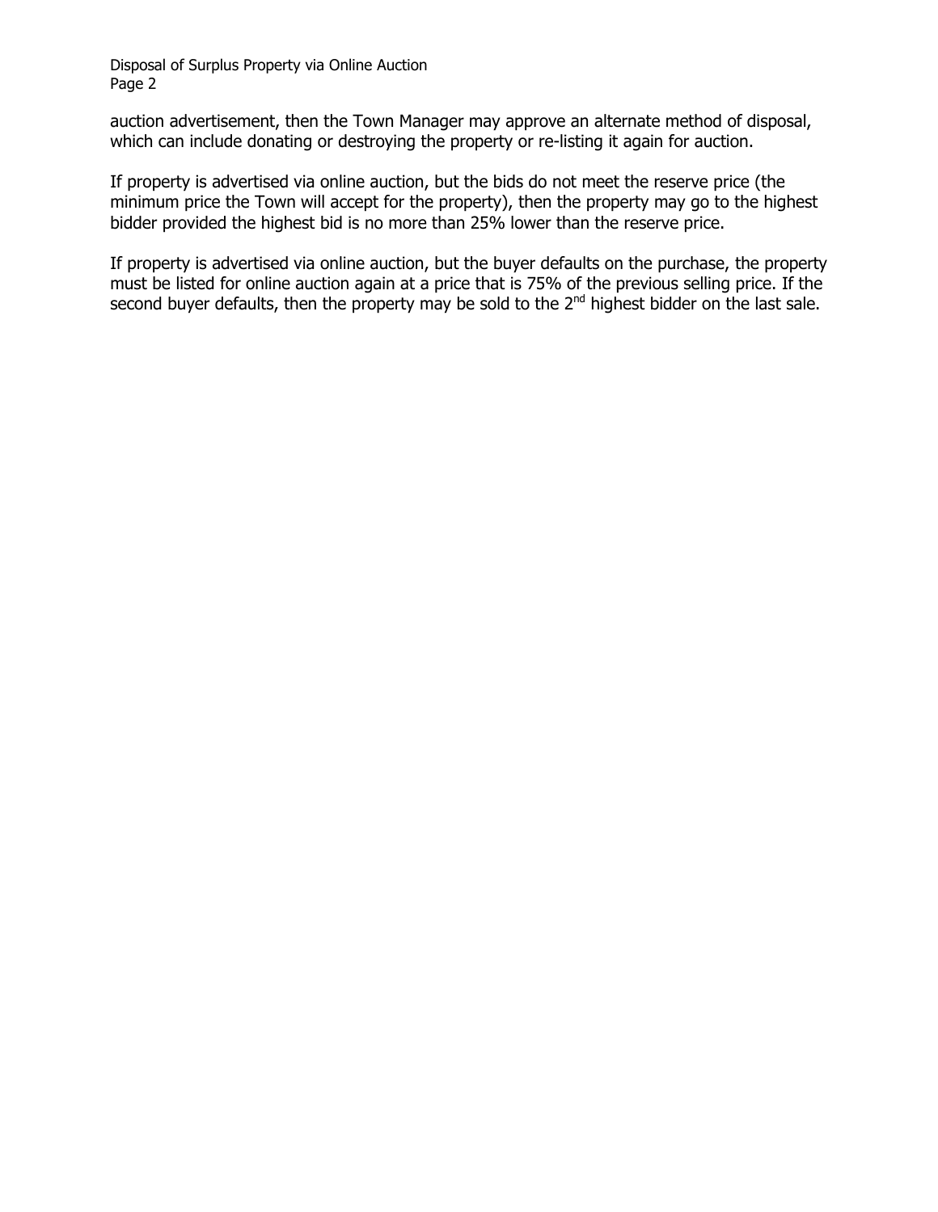auction advertisement, then the Town Manager may approve an alternate method of disposal, which can include donating or destroying the property or re-listing it again for auction.

If property is advertised via online auction, but the bids do not meet the reserve price (the minimum price the Town will accept for the property), then the property may go to the highest bidder provided the highest bid is no more than 25% lower than the reserve price.

If property is advertised via online auction, but the buyer defaults on the purchase, the property must be listed for online auction again at a price that is 75% of the previous selling price. If the second buyer defaults, then the property may be sold to the 2nd highest bidder on the last sale.